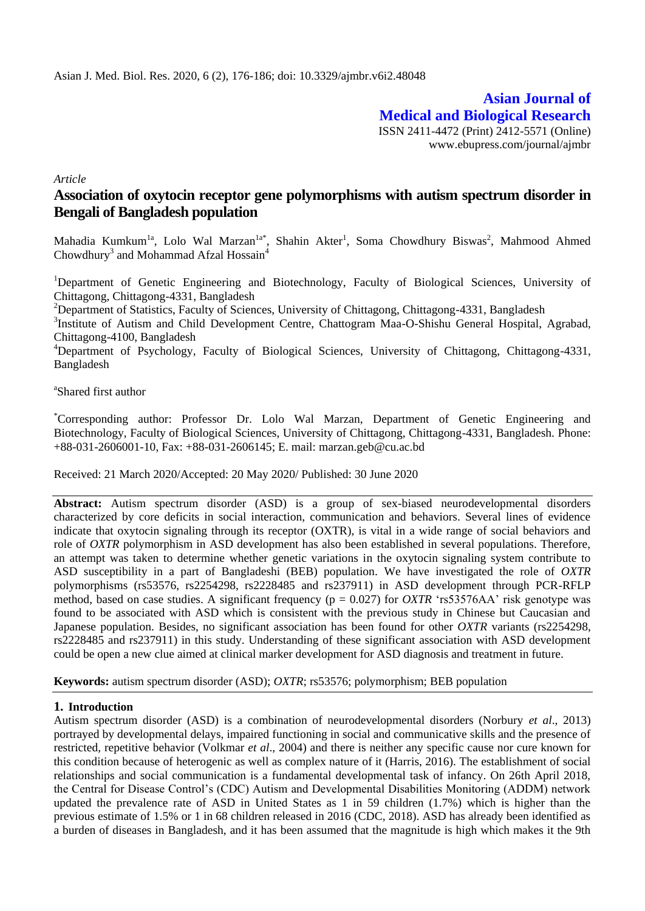**Asian Journal of Medical and Biological Research**

ISSN 2411-4472 (Print) 2412-5571 (Online)
www.ebupress.com/journal/ajmbr

*Article*

# Association of oxytocin receptor gene polymorphisms with autism spectrum disorder in Bengali of Bangladesh population

Mahadia Kumkum[1a], Lolo Wal Marzan[1a*], Shahin Akter[1], Soma Chowdhury Biswas[2], Mahmood Ahmed Chowdhury[3] and Mohammad Afzal Hossain[4]

[1]Department of Genetic Engineering and Biotechnology, Faculty of Biological Sciences, University of Chittagong, Chittagong-4331, Bangladesh

[2]Department of Statistics, Faculty of Sciences, University of Chittagong, Chittagong-4331, Bangladesh

[3]Institute of Autism and Child Development Centre, Chattogram Maa-O-Shishu General Hospital, Agrabad, Chittagong-4100, Bangladesh

[4]Department of Psychology, Faculty of Biological Sciences, University of Chittagong, Chittagong-4331, Bangladesh

[a]Shared first author

[*]Corresponding author: Professor Dr. Lolo Wal Marzan, Department of Genetic Engineering and Biotechnology, Faculty of Biological Sciences, University of Chittagong, Chittagong-4331, Bangladesh. Phone: +88-031-2606001-10, Fax: +88-031-2606145; E. mail: marzan.geb@cu.ac.bd

Received: 21 March 2020/Accepted: 20 May 2020/ Published: 30 June 2020

**Abstract:** Autism spectrum disorder (ASD) is a group of sex-biased neurodevelopmental disorders characterized by core deficits in social interaction, communication and behaviors. Several lines of evidence indicate that oxytocin signaling through its receptor (OXTR), is vital in a wide range of social behaviors and role of *OXTR* polymorphism in ASD development has also been established in several populations. Therefore, an attempt was taken to determine whether genetic variations in the oxytocin signaling system contribute to ASD susceptibility in a part of Bangladeshi (BEB) population. We have investigated the role of *OXTR* polymorphisms (rs53576, rs2254298, rs2228485 and rs237911) in ASD development through PCR-RFLP method, based on case studies. A significant frequency ($p = 0.027$) for *OXTR* 'rs53576AA' risk genotype was found to be associated with ASD which is consistent with the previous study in Chinese but Caucasian and Japanese population. Besides, no significant association has been found for other *OXTR* variants (rs2254298, rs2228485 and rs237911) in this study. Understanding of these significant association with ASD development could be open a new clue aimed at clinical marker development for ASD diagnosis and treatment in future.

**Keywords:** autism spectrum disorder (ASD); *OXTR*; rs53576; polymorphism; BEB population

## 1. Introduction

Autism spectrum disorder (ASD) is a combination of neurodevelopmental disorders (Norbury *et al*., 2013) portrayed by developmental delays, impaired functioning in social and communicative skills and the presence of restricted, repetitive behavior (Volkmar *et al*., 2004) and there is neither any specific cause nor cure known for this condition because of heterogenic as well as complex nature of it (Harris, 2016). The establishment of social relationships and social communication is a fundamental developmental task of infancy. On 26th April 2018, the Central for Disease Control's (CDC) Autism and Developmental Disabilities Monitoring (ADDM) network updated the prevalence rate of ASD in United States as 1 in 59 children (1.7%) which is higher than the previous estimate of 1.5% or 1 in 68 children released in 2016 (CDC, 2018). ASD has already been identified as a burden of diseases in Bangladesh, and it has been assumed that the magnitude is high which makes it the 9th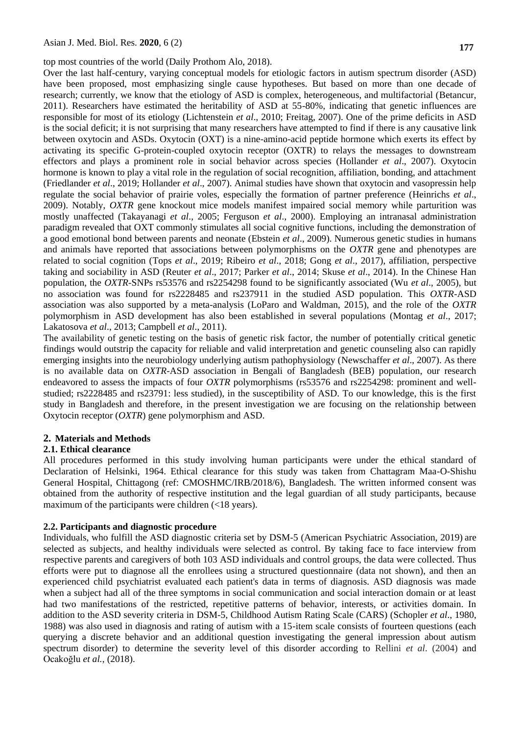top most countries of the world (Daily Prothom Alo, 2018).

Over the last half-century, varying conceptual models for etiologic factors in autism spectrum disorder (ASD) have been proposed, most emphasizing single cause hypotheses. But based on more than one decade of research; currently, we know that the etiology of ASD is complex, heterogeneous, and multifactorial (Betancur, 2011). Researchers have estimated the heritability of ASD at 55-80%, indicating that genetic influences are responsible for most of its etiology (Lichtenstein *et al*., 2010; Freitag, 2007). One of the prime deficits in ASD is the social deficit; it is not surprising that many researchers have attempted to find if there is any causative link between oxytocin and ASDs. Oxytocin (OXT) is a nine-amino-acid peptide hormone which exerts its effect by activating its specific G-protein-coupled oxytocin receptor (OXTR) to relays the messages to downstream effectors and plays a prominent role in social behavior across species (Hollander *et al*., 2007). Oxytocin hormone is known to play a vital role in the regulation of social recognition, affiliation, bonding, and attachment (Friedlander *et al*., 2019; Hollander *et al*., 2007). Animal studies have shown that oxytocin and vasopressin help regulate the social behavior of prairie voles, especially the formation of partner preference (Heinrichs *et al*., 2009). Notably, *OXTR* gene knockout mice models manifest impaired social memory while parturition was mostly unaffected (Takayanagi *et al*., 2005; Ferguson *et al*., 2000). Employing an intranasal administration paradigm revealed that OXT commonly stimulates all social cognitive functions, including the demonstration of a good emotional bond between parents and neonate (Ebstein *et al*., 2009). Numerous genetic studies in humans and animals have reported that associations between polymorphisms on the *OXTR* gene and phenotypes are related to social cognition (Tops *et al*., 2019; Ribeiro *et al*., 2018; Gong *et al*., 2017), affiliation, perspective taking and sociability in ASD (Reuter *et al*., 2017; Parker *et al*., 2014; Skuse *et al*., 2014). In the Chinese Han population, the *OXTR*-SNPs rs53576 and rs2254298 found to be significantly associated (Wu *et al*., 2005), but no association was found for rs2228485 and rs237911 in the studied ASD population. This *OXTR*-ASD association was also supported by a meta-analysis (LoParo and Waldman, 2015), and the role of the *OXTR* polymorphism in ASD development has also been established in several populations (Montag *et al*., 2017; Lakatosova *et al*., 2013; Campbell *et al*., 2011).

The availability of genetic testing on the basis of genetic risk factor, the number of potentially critical genetic findings would outstrip the capacity for reliable and valid interpretation and genetic counseling also can rapidly emerging insights into the neurobiology underlying autism pathophysiology (Newschaffer *et al*., 2007). As there is no available data on *OXTR*-ASD association in Bengali of Bangladesh (BEB) population, our research endeavored to assess the impacts of four *OXTR* polymorphisms (rs53576 and rs2254298: prominent and well-studied; rs2228485 and rs23791: less studied), in the susceptibility of ASD. To our knowledge, this is the first study in Bangladesh and therefore, in the present investigation we are focusing on the relationship between Oxytocin receptor (*OXTR*) gene polymorphism and ASD.

## 2. Materials and Methods

### 2.1. Ethical clearance

All procedures performed in this study involving human participants were under the ethical standard of Declaration of Helsinki, 1964. Ethical clearance for this study was taken from Chattagram Maa-O-Shishu General Hospital, Chittagong (ref: CMOSHMC/IRB/2018/6), Bangladesh. The written informed consent was obtained from the authority of respective institution and the legal guardian of all study participants, because maximum of the participants were children (<18 years).

### 2.2. Participants and diagnostic procedure

Individuals, who fulfill the ASD diagnostic criteria set by DSM-5 (American Psychiatric Association, 2019) are selected as subjects, and healthy individuals were selected as control. By taking face to face interview from respective parents and caregivers of both 103 ASD individuals and control groups, the data were collected. Thus efforts were put to diagnose all the enrollees using a structured questionnaire (data not shown), and then an experienced child psychiatrist evaluated each patient's data in terms of diagnosis. ASD diagnosis was made when a subject had all of the three symptoms in social communication and social interaction domain or at least had two manifestations of the restricted, repetitive patterns of behavior, interests, or activities domain. In addition to the ASD severity criteria in DSM-5, Childhood Autism Rating Scale (CARS) (Schopler *et al*., 1980, 1988) was also used in diagnosis and rating of autism with a 15-item scale consists of fourteen questions (each querying a discrete behavior and an additional question investigating the general impression about autism spectrum disorder) to determine the severity level of this disorder according to Rellini *et al*. (2004) and Ocakoğlu *et al.*, (2018).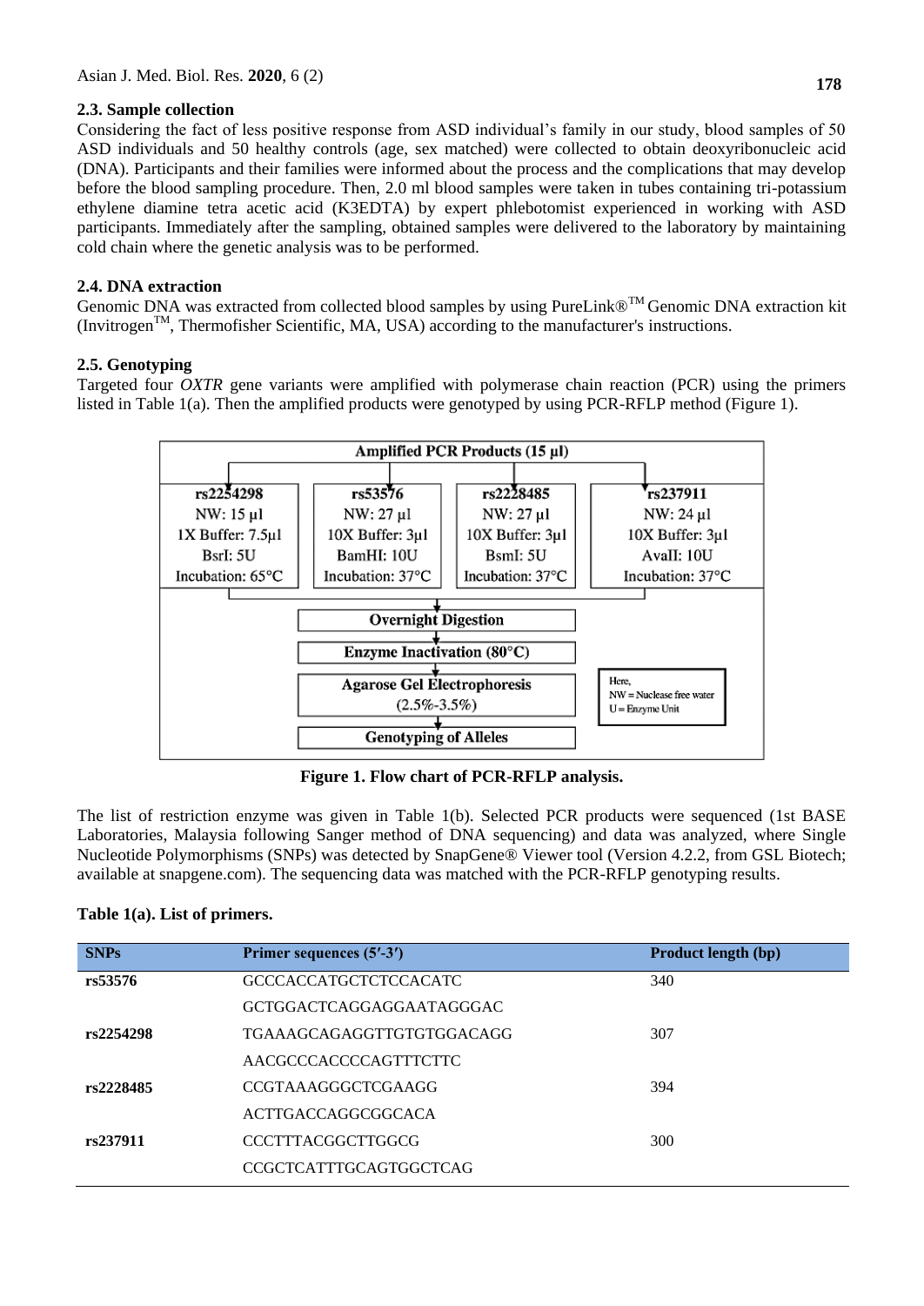## 2.3. Sample collection

Considering the fact of less positive response from ASD individual's family in our study, blood samples of 50 ASD individuals and 50 healthy controls (age, sex matched) were collected to obtain deoxyribonucleic acid (DNA). Participants and their families were informed about the process and the complications that may develop before the blood sampling procedure. Then, 2.0 ml blood samples were taken in tubes containing tri-potassium ethylene diamine tetra acetic acid (K3EDTA) by expert phlebotomist experienced in working with ASD participants. Immediately after the sampling, obtained samples were delivered to the laboratory by maintaining cold chain where the genetic analysis was to be performed.

## 2.4. DNA extraction

Genomic DNA was extracted from collected blood samples by using PureLink®™ Genomic DNA extraction kit (Invitrogen™, Thermofisher Scientific, MA, USA) according to the manufacturer's instructions.

## 2.5. Genotyping

Targeted four *OXTR* gene variants were amplified with polymerase chain reaction (PCR) using the primers listed in Table 1(a). Then the amplified products were genotyped by using PCR-RFLP method (Figure 1).

**Amplified PCR Products (15 µl)**

| rs2254298 | rs53576 | rs2228485 | rs237911 |
|---|---|---|---|
| NW: 15 µl | NW: 27 µl | NW: 27 µl | NW: 24 µl |
| 1X Buffer: 7.5µl | 10X Buffer: 3µl | 10X Buffer: 3µl | 10X Buffer: 3µl |
| BsrI: 5U | BamHI: 10U | BsmI: 5U | AvaII: 10U |
| Incubation: 65°C | Incubation: 37°C | Incubation: 37°C | Incubation: 37°C |

Overnight Digestion → Enzyme Inactivation (80°C) → Agarose Gel Electrophoresis (2.5%-3.5%) → Genotyping of Alleles

Here, NW = Nuclease free water; U = Enzyme Unit

**Figure 1. Flow chart of PCR-RFLP analysis.**

The list of restriction enzyme was given in Table 1(b). Selected PCR products were sequenced (1st BASE Laboratories, Malaysia following Sanger method of DNA sequencing) and data was analyzed, where Single Nucleotide Polymorphisms (SNPs) was detected by SnapGene® Viewer tool (Version 4.2.2, from GSL Biotech; available at snapgene.com). The sequencing data was matched with the PCR-RFLP genotyping results.

**Table 1(a). List of primers.**

| SNPs | Primer sequences (5′-3′) | Product length (bp) |
|---|---|---|
| **rs53576** | GCCCACCATGCTCTCCACATC | 340 |
| | GCTGGACTCAGGAGGAATAGGGAC | |
| **rs2254298** | TGAAAGCAGAGGTTGTGTGGACAGG | 307 |
| | AACGCCCACCCCAGTTTCTTC | |
| **rs2228485** | CCGTAAAGGGCTCGAAGG | 394 |
| | ACTTGACCAGGCGGCACA | |
| **rs237911** | CCCTTTACGGCTTGGCG | 300 |
| | CCGCTCATTTGCAGTGGCTCAG | |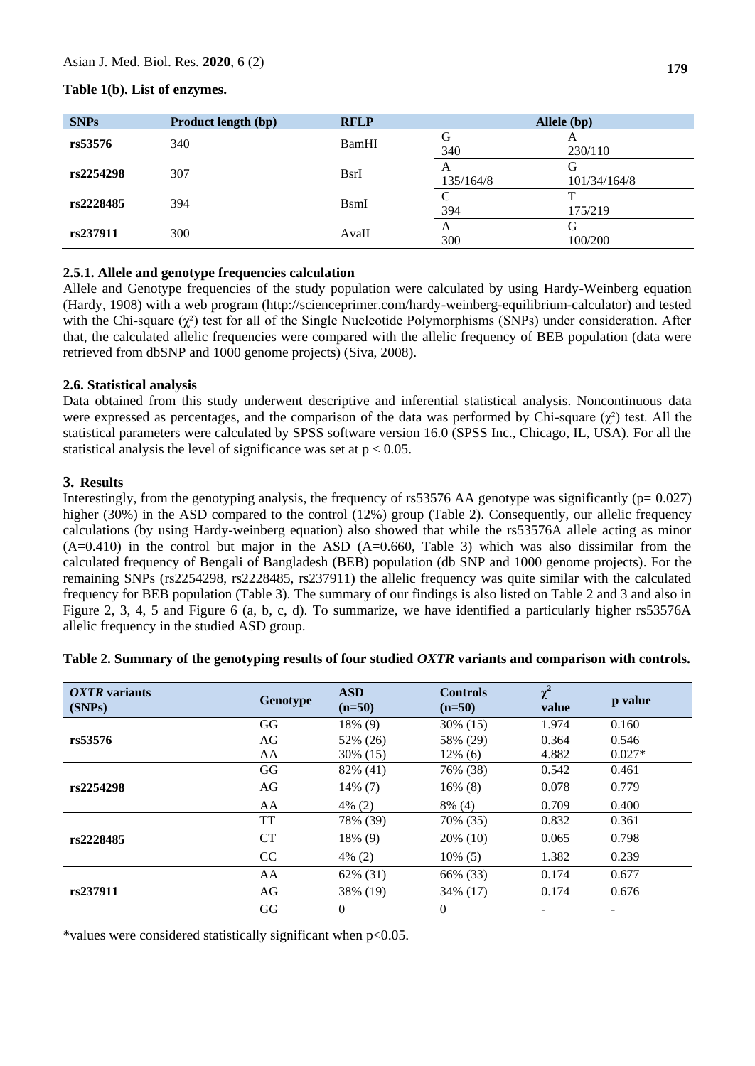**Table 1(b). List of enzymes.**

| SNPs | Product length (bp) | RFLP | Allele (bp) | |
|---|---|---|---|---|
| **rs53576** | 340 | BamHI | G<br>340 | A<br>230/110 |
| **rs2254298** | 307 | BsrI | A<br>135/164/8 | G<br>101/34/164/8 |
| **rs2228485** | 394 | BsmI | C<br>394 | T<br>175/219 |
| **rs237911** | 300 | AvaII | A<br>300 | G<br>100/200 |

### 2.5.1. Allele and genotype frequencies calculation

Allele and Genotype frequencies of the study population were calculated by using Hardy-Weinberg equation (Hardy, 1908) with a web program (http://scienceprimer.com/hardy-weinberg-equilibrium-calculator) and tested with the Chi-square ($\chi^2$) test for all of the Single Nucleotide Polymorphisms (SNPs) under consideration. After that, the calculated allelic frequencies were compared with the allelic frequency of BEB population (data were retrieved from dbSNP and 1000 genome projects) (Siva, 2008).

## 2.6. Statistical analysis

Data obtained from this study underwent descriptive and inferential statistical analysis. Noncontinuous data were expressed as percentages, and the comparison of the data was performed by Chi-square ($\chi^2$) test. All the statistical parameters were calculated by SPSS software version 16.0 (SPSS Inc., Chicago, IL, USA). For all the statistical analysis the level of significance was set at $p < 0.05$.

# 3. Results

Interestingly, from the genotyping analysis, the frequency of rs53576 AA genotype was significantly (p= 0.027) higher (30%) in the ASD compared to the control (12%) group (Table 2). Consequently, our allelic frequency calculations (by using Hardy-weinberg equation) also showed that while the rs53576A allele acting as minor (A=0.410) in the control but major in the ASD (A=0.660, Table 3) which was also dissimilar from the calculated frequency of Bengali of Bangladesh (BEB) population (db SNP and 1000 genome projects). For the remaining SNPs (rs2254298, rs2228485, rs237911) the allelic frequency was quite similar with the calculated frequency for BEB population (Table 3). The summary of our findings is also listed on Table 2 and 3 and also in Figure 2, 3, 4, 5 and Figure 6 (a, b, c, d). To summarize, we have identified a particularly higher rs53576A allelic frequency in the studied ASD group.

**Table 2. Summary of the genotyping results of four studied *OXTR* variants and comparison with controls.**

| *OXTR* variants (SNPs) | Genotype | ASD (n=50) | Controls (n=50) | $\chi^2$ value | p value |
|---|---|---|---|---|---|
| **rs53576** | GG | 18% (9) | 30% (15) | 1.974 | 0.160 |
| | AG | 52% (26) | 58% (29) | 0.364 | 0.546 |
| | AA | 30% (15) | 12% (6) | 4.882 | 0.027* |
| **rs2254298** | GG | 82% (41) | 76% (38) | 0.542 | 0.461 |
| | AG | 14% (7) | 16% (8) | 0.078 | 0.779 |
| | AA | 4% (2) | 8% (4) | 0.709 | 0.400 |
| **rs2228485** | TT | 78% (39) | 70% (35) | 0.832 | 0.361 |
| | CT | 18% (9) | 20% (10) | 0.065 | 0.798 |
| | CC | 4% (2) | 10% (5) | 1.382 | 0.239 |
| **rs237911** | AA | 62% (31) | 66% (33) | 0.174 | 0.677 |
| | AG | 38% (19) | 34% (17) | 0.174 | 0.676 |
| | GG | 0 | 0 | - | - |

*values were considered statistically significant when p<0.05.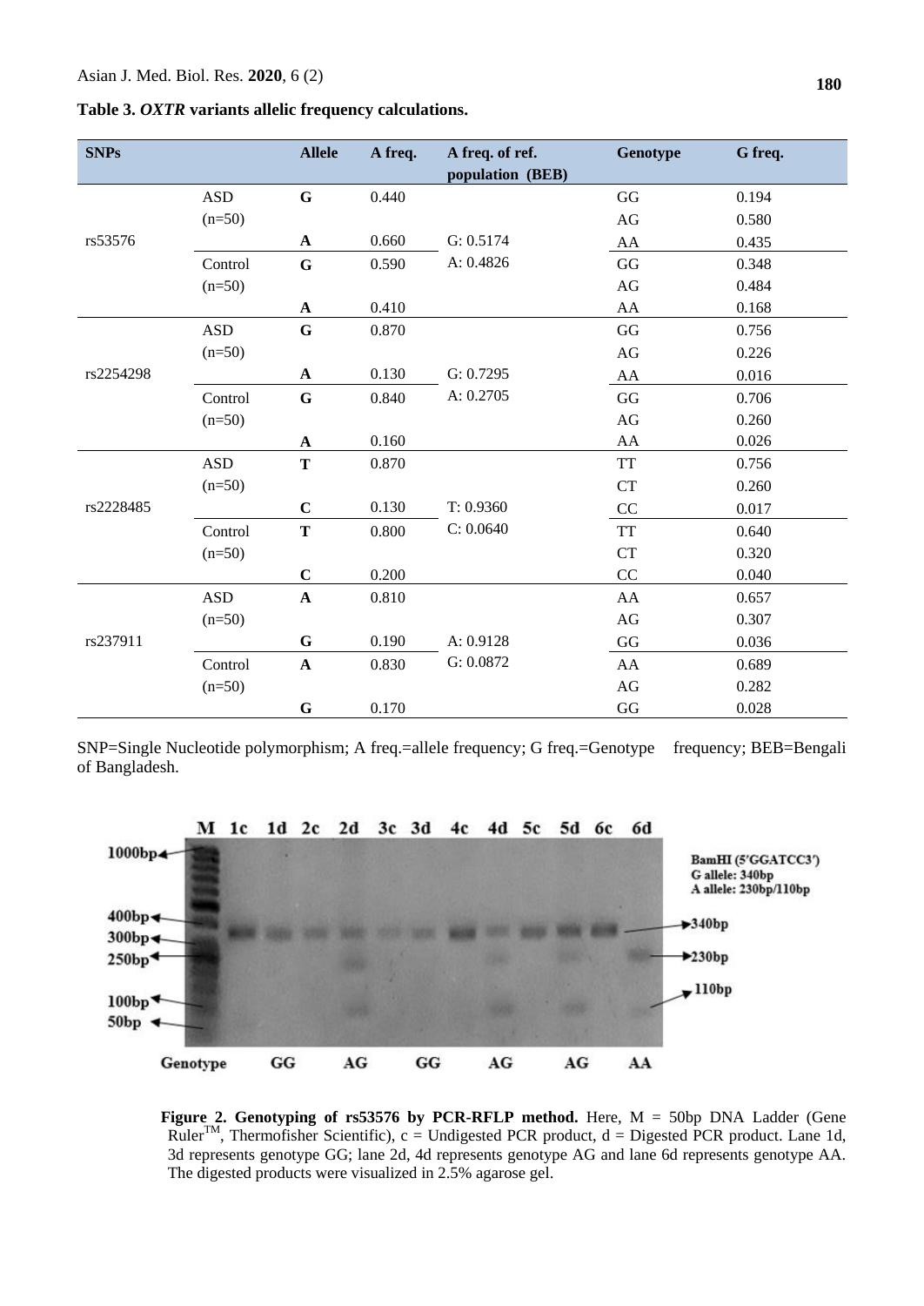**Table 3.** ***OXTR*** **variants allelic frequency calculations.**

| SNPs | | Allele | A freq. | A freq. of ref. population (BEB) | Genotype | G freq. |
|---|---|---|---|---|---|---|
| rs53576 | ASD (n=50) | **G** | 0.440 | G: 0.5174 A: 0.4826 | GG | 0.194 |
| | | | | | AG | 0.580 |
| | | **A** | 0.660 | | AA | 0.435 |
| | Control (n=50) | **G** | 0.590 | | GG | 0.348 |
| | | | | | AG | 0.484 |
| | | **A** | 0.410 | | AA | 0.168 |
| rs2254298 | ASD (n=50) | **G** | 0.870 | G: 0.7295 A: 0.2705 | GG | 0.756 |
| | | | | | AG | 0.226 |
| | | **A** | 0.130 | | AA | 0.016 |
| | Control (n=50) | **G** | 0.840 | | GG | 0.706 |
| | | | | | AG | 0.260 |
| | | **A** | 0.160 | | AA | 0.026 |
| rs2228485 | ASD (n=50) | **T** | 0.870 | T: 0.9360 C: 0.0640 | TT | 0.756 |
| | | | | | CT | 0.260 |
| | | **C** | 0.130 | | CC | 0.017 |
| | Control (n=50) | **T** | 0.800 | | TT | 0.640 |
| | | | | | CT | 0.320 |
| | | **C** | 0.200 | | CC | 0.040 |
| rs237911 | ASD (n=50) | **A** | 0.810 | A: 0.9128 G: 0.0872 | AA | 0.657 |
| | | | | | AG | 0.307 |
| | | **G** | 0.190 | | GG | 0.036 |
| | Control (n=50) | **A** | 0.830 | | AA | 0.689 |
| | | | | | AG | 0.282 |
| | | **G** | 0.170 | | GG | 0.028 |

SNP=Single Nucleotide polymorphism; A freq.=allele frequency; G freq.=Genotype frequency; BEB=Bengali of Bangladesh.

**Figure 2. Genotyping of rs53576 by PCR-RFLP method.** Here, M = 50bp DNA Ladder (Gene Ruler[TM], Thermofisher Scientific), c = Undigested PCR product, d = Digested PCR product. Lane 1d, 3d represents genotype GG; lane 2d, 4d represents genotype AG and lane 6d represents genotype AA. The digested products were visualized in 2.5% agarose gel.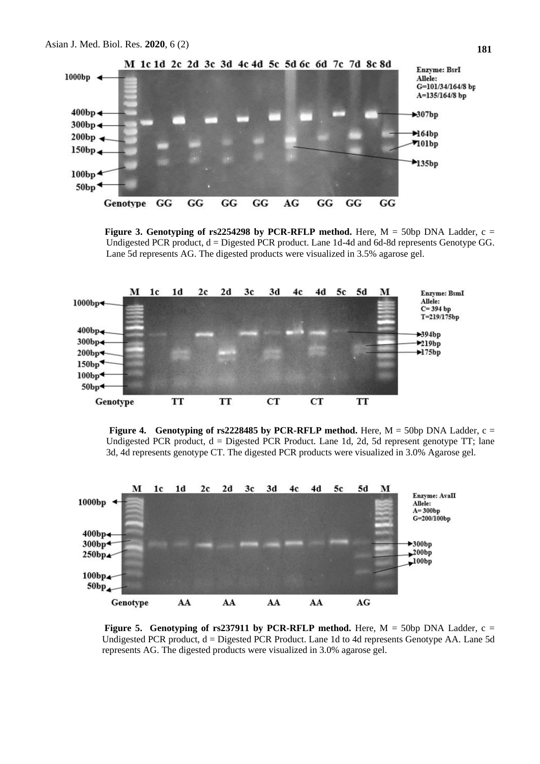**Figure 3. Genotyping of rs2254298 by PCR-RFLP method.** Here, M = 50bp DNA Ladder, c = Undigested PCR product, d = Digested PCR product. Lane 1d-4d and 6d-8d represents Genotype GG. Lane 5d represents AG. The digested products were visualized in 3.5% agarose gel.

**Figure 4. Genotyping of rs2228485 by PCR-RFLP method.** Here, M = 50bp DNA Ladder, c = Undigested PCR product, d = Digested PCR Product. Lane 1d, 2d, 5d represent genotype TT; lane 3d, 4d represents genotype CT. The digested PCR products were visualized in 3.0% Agarose gel.

**Figure 5. Genotyping of rs237911 by PCR-RFLP method.** Here, M = 50bp DNA Ladder, c = Undigested PCR product, d = Digested PCR Product. Lane 1d to 4d represents Genotype AA. Lane 5d represents AG. The digested products were visualized in 3.0% agarose gel.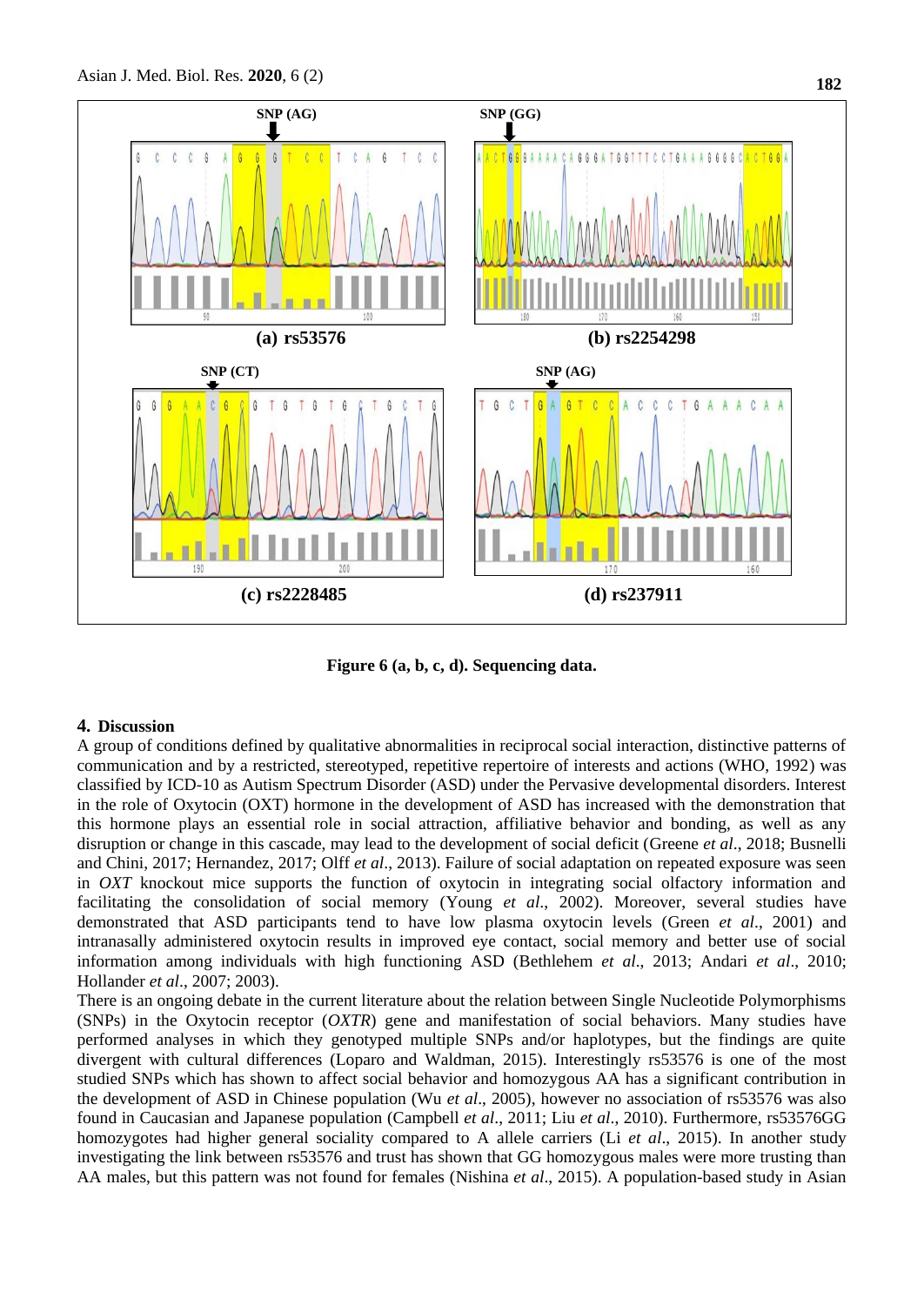**Figure 6 (a, b, c, d). Sequencing data.**

## 4. Discussion

A group of conditions defined by qualitative abnormalities in reciprocal social interaction, distinctive patterns of communication and by a restricted, stereotyped, repetitive repertoire of interests and actions (WHO, 1992) was classified by ICD-10 as Autism Spectrum Disorder (ASD) under the Pervasive developmental disorders. Interest in the role of Oxytocin (OXT) hormone in the development of ASD has increased with the demonstration that this hormone plays an essential role in social attraction, affiliative behavior and bonding, as well as any disruption or change in this cascade, may lead to the development of social deficit (Greene *et al*., 2018; Busnelli and Chini, 2017; Hernandez, 2017; Olff *et al*., 2013). Failure of social adaptation on repeated exposure was seen in *OXT* knockout mice supports the function of oxytocin in integrating social olfactory information and facilitating the consolidation of social memory (Young *et al.*, 2002). Moreover, several studies have demonstrated that ASD participants tend to have low plasma oxytocin levels (Green *et al*., 2001) and intranasally administered oxytocin results in improved eye contact, social memory and better use of social information among individuals with high functioning ASD (Bethlehem *et al*., 2013; Andari *et al*., 2010; Hollander *et al*., 2007; 2003).

There is an ongoing debate in the current literature about the relation between Single Nucleotide Polymorphisms (SNPs) in the Oxytocin receptor (*OXTR*) gene and manifestation of social behaviors. Many studies have performed analyses in which they genotyped multiple SNPs and/or haplotypes, but the findings are quite divergent with cultural differences (Loparo and Waldman, 2015). Interestingly rs53576 is one of the most studied SNPs which has shown to affect social behavior and homozygous AA has a significant contribution in the development of ASD in Chinese population (Wu *et al*., 2005), however no association of rs53576 was also found in Caucasian and Japanese population (Campbell *et al*., 2011; Liu *et al*., 2010). Furthermore, rs53576GG homozygotes had higher general sociality compared to A allele carriers (Li *et al*., 2015). In another study investigating the link between rs53576 and trust has shown that GG homozygous males were more trusting than AA males, but this pattern was not found for females (Nishina *et al*., 2015). A population-based study in Asian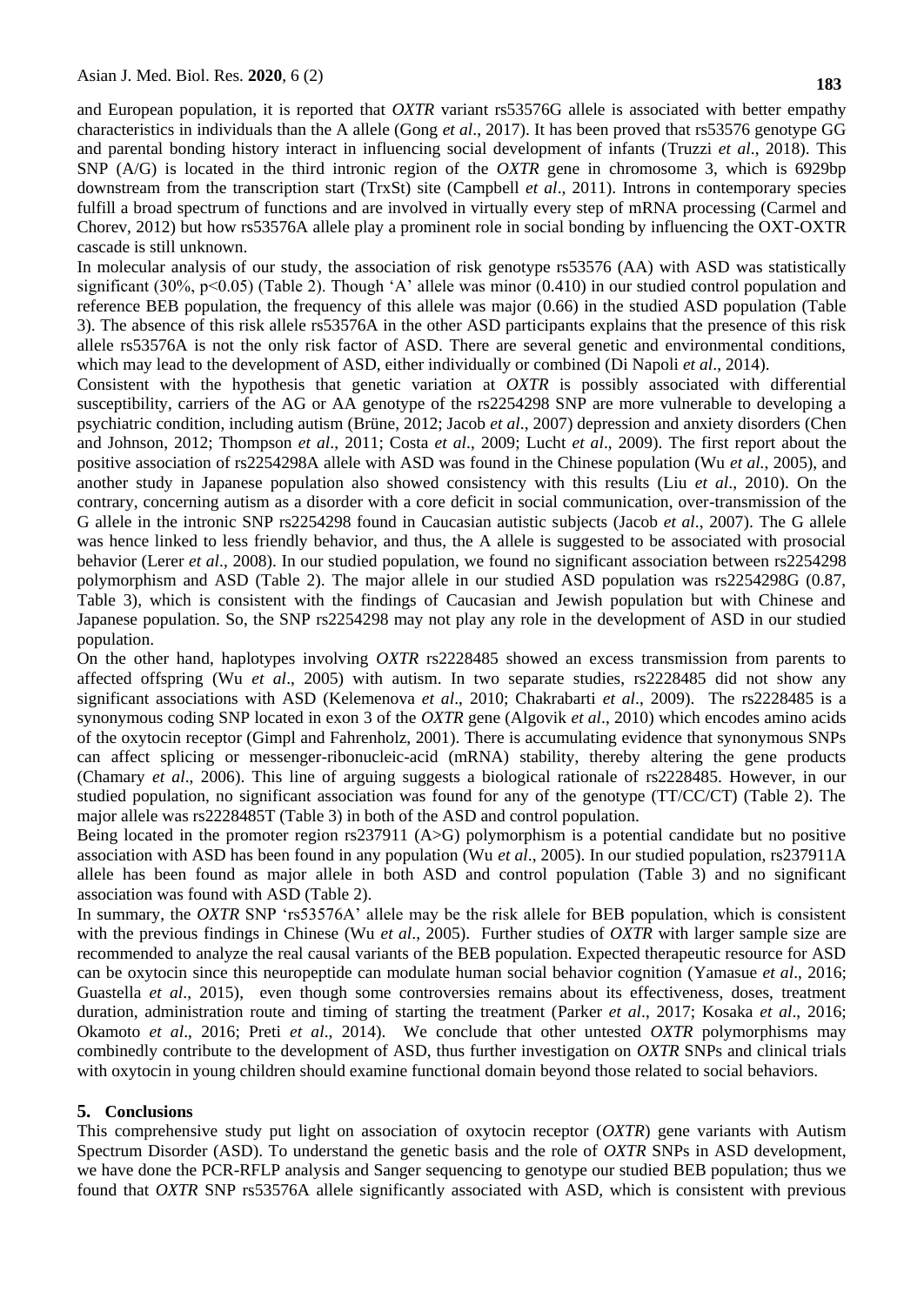and European population, it is reported that *OXTR* variant rs53576G allele is associated with better empathy characteristics in individuals than the A allele (Gong *et al*., 2017). It has been proved that rs53576 genotype GG and parental bonding history interact in influencing social development of infants (Truzzi *et al*., 2018). This SNP (A/G) is located in the third intronic region of the *OXTR* gene in chromosome 3, which is 6929bp downstream from the transcription start (TrxSt) site (Campbell *et al*., 2011). Introns in contemporary species fulfill a broad spectrum of functions and are involved in virtually every step of mRNA processing (Carmel and Chorev, 2012) but how rs53576A allele play a prominent role in social bonding by influencing the OXT-OXTR cascade is still unknown.

In molecular analysis of our study, the association of risk genotype rs53576 (AA) with ASD was statistically significant (30%, $p<0.05$) (Table 2). Though 'A' allele was minor (0.410) in our studied control population and reference BEB population, the frequency of this allele was major (0.66) in the studied ASD population (Table 3). The absence of this risk allele rs53576A in the other ASD participants explains that the presence of this risk allele rs53576A is not the only risk factor of ASD. There are several genetic and environmental conditions, which may lead to the development of ASD, either individually or combined (Di Napoli *et al*., 2014).

Consistent with the hypothesis that genetic variation at *OXTR* is possibly associated with differential susceptibility, carriers of the AG or AA genotype of the rs2254298 SNP are more vulnerable to developing a psychiatric condition, including autism (Brüne, 2012; Jacob *et al*., 2007) depression and anxiety disorders (Chen and Johnson, 2012; Thompson *et al*., 2011; Costa *et al*., 2009; Lucht *et al*., 2009). The first report about the positive association of rs2254298A allele with ASD was found in the Chinese population (Wu *et al.*, 2005), and another study in Japanese population also showed consistency with this results (Liu *et al*., 2010). On the contrary, concerning autism as a disorder with a core deficit in social communication, over-transmission of the G allele in the intronic SNP rs2254298 found in Caucasian autistic subjects (Jacob *et al*., 2007). The G allele was hence linked to less friendly behavior, and thus, the A allele is suggested to be associated with prosocial behavior (Lerer *et al*., 2008). In our studied population, we found no significant association between rs2254298 polymorphism and ASD (Table 2). The major allele in our studied ASD population was rs2254298G (0.87, Table 3), which is consistent with the findings of Caucasian and Jewish population but with Chinese and Japanese population. So, the SNP rs2254298 may not play any role in the development of ASD in our studied population.

On the other hand, haplotypes involving *OXTR* rs2228485 showed an excess transmission from parents to affected offspring (Wu *et al*., 2005) with autism. In two separate studies, rs2228485 did not show any significant associations with ASD (Kelemenova *et al*., 2010; Chakrabarti *et al*., 2009). The rs2228485 is a synonymous coding SNP located in exon 3 of the *OXTR* gene (Algovik *et al*., 2010) which encodes amino acids of the oxytocin receptor (Gimpl and Fahrenholz, 2001). There is accumulating evidence that synonymous SNPs can affect splicing or messenger-ribonucleic-acid (mRNA) stability, thereby altering the gene products (Chamary *et al*., 2006). This line of arguing suggests a biological rationale of rs2228485. However, in our studied population, no significant association was found for any of the genotype (TT/CC/CT) (Table 2). The major allele was rs2228485T (Table 3) in both of the ASD and control population.

Being located in the promoter region rs237911 (A>G) polymorphism is a potential candidate but no positive association with ASD has been found in any population (Wu *et al*., 2005). In our studied population, rs237911A allele has been found as major allele in both ASD and control population (Table 3) and no significant association was found with ASD (Table 2).

In summary, the *OXTR* SNP 'rs53576A' allele may be the risk allele for BEB population, which is consistent with the previous findings in Chinese (Wu *et al*., 2005). Further studies of *OXTR* with larger sample size are recommended to analyze the real causal variants of the BEB population. Expected therapeutic resource for ASD can be oxytocin since this neuropeptide can modulate human social behavior cognition (Yamasue *et al*., 2016; Guastella *et al*., 2015), even though some controversies remains about its effectiveness, doses, treatment duration, administration route and timing of starting the treatment (Parker *et al*., 2017; Kosaka *et al*., 2016; Okamoto *et al*., 2016; Preti *et al*., 2014). We conclude that other untested *OXTR* polymorphisms may combinedly contribute to the development of ASD, thus further investigation on *OXTR* SNPs and clinical trials with oxytocin in young children should examine functional domain beyond those related to social behaviors.

## 5. Conclusions

This comprehensive study put light on association of oxytocin receptor (*OXTR*) gene variants with Autism Spectrum Disorder (ASD). To understand the genetic basis and the role of *OXTR* SNPs in ASD development, we have done the PCR-RFLP analysis and Sanger sequencing to genotype our studied BEB population; thus we found that *OXTR* SNP rs53576A allele significantly associated with ASD, which is consistent with previous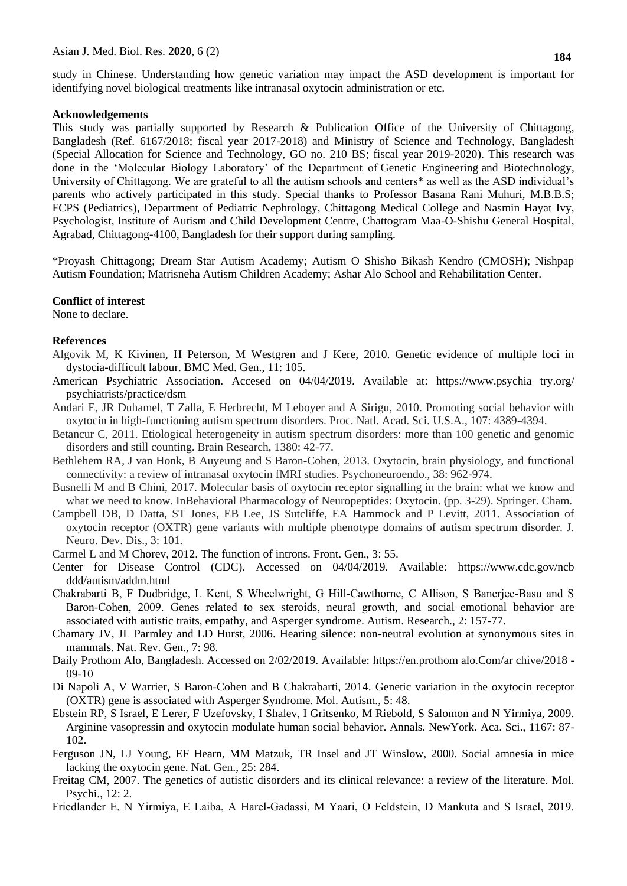study in Chinese. Understanding how genetic variation may impact the ASD development is important for identifying novel biological treatments like intranasal oxytocin administration or etc.

**Acknowledgements**

This study was partially supported by Research & Publication Office of the University of Chittagong, Bangladesh (Ref. 6167/2018; fiscal year 2017-2018) and Ministry of Science and Technology, Bangladesh (Special Allocation for Science and Technology, GO no. 210 BS; fiscal year 2019-2020). This research was done in the 'Molecular Biology Laboratory' of the Department of Genetic Engineering and Biotechnology, University of Chittagong. We are grateful to all the autism schools and centers* as well as the ASD individual's parents who actively participated in this study. Special thanks to Professor Basana Rani Muhuri, M.B.B.S; FCPS (Pediatrics), Department of Pediatric Nephrology, Chittagong Medical College and Nasmin Hayat Ivy, Psychologist, Institute of Autism and Child Development Centre, Chattogram Maa-O-Shishu General Hospital, Agrabad, Chittagong-4100, Bangladesh for their support during sampling.

*Proyash Chittagong; Dream Star Autism Academy; Autism O Shisho Bikash Kendro (CMOSH); Nishpap Autism Foundation; Matrisneha Autism Children Academy; Ashar Alo School and Rehabilitation Center.

**Conflict of interest**

None to declare.

**References**

Algovik M, K Kivinen, H Peterson, M Westgren and J Kere, 2010. Genetic evidence of multiple loci in dystocia-difficult labour. BMC Med. Gen., 11: 105.

American Psychiatric Association. Accesed on 04/04/2019. Available at: https://www.psychia try.org/ psychiatrists/practice/dsm

Andari E, JR Duhamel, T Zalla, E Herbrecht, M Leboyer and A Sirigu, 2010. Promoting social behavior with oxytocin in high-functioning autism spectrum disorders. Proc. Natl. Acad. Sci. U.S.A., 107: 4389-4394.

Betancur C, 2011. Etiological heterogeneity in autism spectrum disorders: more than 100 genetic and genomic disorders and still counting. Brain Research, 1380: 42-77.

Bethlehem RA, J van Honk, B Auyeung and S Baron-Cohen, 2013. Oxytocin, brain physiology, and functional connectivity: a review of intranasal oxytocin fMRI studies. Psychoneuroendo., 38: 962-974.

Busnelli M and B Chini, 2017. Molecular basis of oxytocin receptor signalling in the brain: what we know and what we need to know. InBehavioral Pharmacology of Neuropeptides: Oxytocin. (pp. 3-29). Springer. Cham.

Campbell DB, D Datta, ST Jones, EB Lee, JS Sutcliffe, EA Hammock and P Levitt, 2011. Association of oxytocin receptor (OXTR) gene variants with multiple phenotype domains of autism spectrum disorder. J. Neuro. Dev. Dis., 3: 101.

Carmel L and M Chorev, 2012. The function of introns. Front. Gen., 3: 55.

Center for Disease Control (CDC). Accessed on 04/04/2019. Available: https://www.cdc.gov/ncb ddd/autism/addm.html

Chakrabarti B, F Dudbridge, L Kent, S Wheelwright, G Hill-Cawthorne, C Allison, S Banerjee-Basu and S Baron-Cohen, 2009. Genes related to sex steroids, neural growth, and social–emotional behavior are associated with autistic traits, empathy, and Asperger syndrome. Autism. Research., 2: 157-77.

Chamary JV, JL Parmley and LD Hurst, 2006. Hearing silence: non-neutral evolution at synonymous sites in mammals. Nat. Rev. Gen., 7: 98.

Daily Prothom Alo, Bangladesh. Accessed on 2/02/2019. Available: https://en.prothom alo.Com/ar chive/2018 -09-10

Di Napoli A, V Warrier, S Baron-Cohen and B Chakrabarti, 2014. Genetic variation in the oxytocin receptor (OXTR) gene is associated with Asperger Syndrome. Mol. Autism., 5: 48.

Ebstein RP, S Israel, E Lerer, F Uzefovsky, I Shalev, I Gritsenko, M Riebold, S Salomon and N Yirmiya, 2009. Arginine vasopressin and oxytocin modulate human social behavior. Annals. NewYork. Aca. Sci., 1167: 87-102.

Ferguson JN, LJ Young, EF Hearn, MM Matzuk, TR Insel and JT Winslow, 2000. Social amnesia in mice lacking the oxytocin gene. Nat. Gen., 25: 284.

Freitag CM, 2007. The genetics of autistic disorders and its clinical relevance: a review of the literature. Mol. Psychi., 12: 2.

Friedlander E, N Yirmiya, E Laiba, A Harel-Gadassi, M Yaari, O Feldstein, D Mankuta and S Israel, 2019.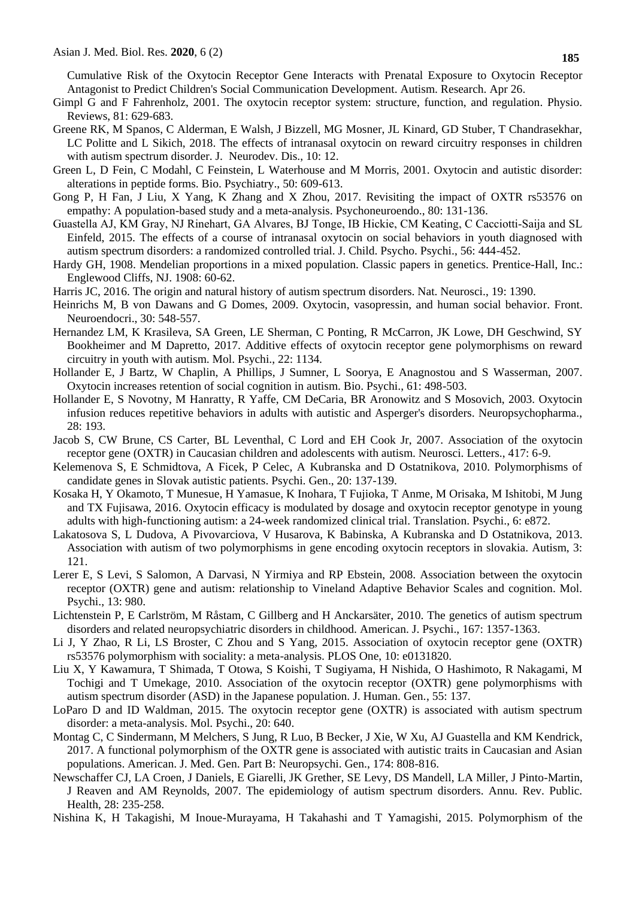Cumulative Risk of the Oxytocin Receptor Gene Interacts with Prenatal Exposure to Oxytocin Receptor Antagonist to Predict Children's Social Communication Development. Autism. Research. Apr 26.

Gimpl G and F Fahrenholz, 2001. The oxytocin receptor system: structure, function, and regulation. Physio. Reviews, 81: 629-683.

Greene RK, M Spanos, C Alderman, E Walsh, J Bizzell, MG Mosner, JL Kinard, GD Stuber, T Chandrasekhar, LC Politte and L Sikich, 2018. The effects of intranasal oxytocin on reward circuitry responses in children with autism spectrum disorder. J. Neurodev. Dis., 10: 12.

Green L, D Fein, C Modahl, C Feinstein, L Waterhouse and M Morris, 2001. Oxytocin and autistic disorder: alterations in peptide forms. Bio. Psychiatry., 50: 609-613.

Gong P, H Fan, J Liu, X Yang, K Zhang and X Zhou, 2017. Revisiting the impact of OXTR rs53576 on empathy: A population-based study and a meta-analysis. Psychoneuroendo., 80: 131-136.

Guastella AJ, KM Gray, NJ Rinehart, GA Alvares, BJ Tonge, IB Hickie, CM Keating, C Cacciotti-Saija and SL Einfeld, 2015. The effects of a course of intranasal oxytocin on social behaviors in youth diagnosed with autism spectrum disorders: a randomized controlled trial. J. Child. Psycho. Psychi., 56: 444-452.

Hardy GH, 1908. Mendelian proportions in a mixed population. Classic papers in genetics. Prentice-Hall, Inc.: Englewood Cliffs, NJ. 1908: 60-62.

Harris JC, 2016. The origin and natural history of autism spectrum disorders. Nat. Neurosci., 19: 1390.

Heinrichs M, B von Dawans and G Domes, 2009. Oxytocin, vasopressin, and human social behavior. Front. Neuroendocri., 30: 548-557.

Hernandez LM, K Krasileva, SA Green, LE Sherman, C Ponting, R McCarron, JK Lowe, DH Geschwind, SY Bookheimer and M Dapretto, 2017. Additive effects of oxytocin receptor gene polymorphisms on reward circuitry in youth with autism. Mol. Psychi., 22: 1134.

Hollander E, J Bartz, W Chaplin, A Phillips, J Sumner, L Soorya, E Anagnostou and S Wasserman, 2007. Oxytocin increases retention of social cognition in autism. Bio. Psychi., 61: 498-503.

Hollander E, S Novotny, M Hanratty, R Yaffe, CM DeCaria, BR Aronowitz and S Mosovich, 2003. Oxytocin infusion reduces repetitive behaviors in adults with autistic and Asperger's disorders. Neuropsychopharma., 28: 193.

Jacob S, CW Brune, CS Carter, BL Leventhal, C Lord and EH Cook Jr, 2007. Association of the oxytocin receptor gene (OXTR) in Caucasian children and adolescents with autism. Neurosci. Letters., 417: 6-9.

Kelemenova S, E Schmidtova, A Ficek, P Celec, A Kubranska and D Ostatnikova, 2010. Polymorphisms of candidate genes in Slovak autistic patients. Psychi. Gen., 20: 137-139.

Kosaka H, Y Okamoto, T Munesue, H Yamasue, K Inohara, T Fujioka, T Anme, M Orisaka, M Ishitobi, M Jung and TX Fujisawa, 2016. Oxytocin efficacy is modulated by dosage and oxytocin receptor genotype in young adults with high-functioning autism: a 24-week randomized clinical trial. Translation. Psychi., 6: e872.

Lakatosova S, L Dudova, A Pivovarciova, V Husarova, K Babinska, A Kubranska and D Ostatnikova, 2013. Association with autism of two polymorphisms in gene encoding oxytocin receptors in slovakia. Autism, 3: 121.

Lerer E, S Levi, S Salomon, A Darvasi, N Yirmiya and RP Ebstein, 2008. Association between the oxytocin receptor (OXTR) gene and autism: relationship to Vineland Adaptive Behavior Scales and cognition. Mol. Psychi., 13: 980.

Lichtenstein P, E Carlström, M Råstam, C Gillberg and H Anckarsäter, 2010. The genetics of autism spectrum disorders and related neuropsychiatric disorders in childhood. American. J. Psychi., 167: 1357-1363.

Li J, Y Zhao, R Li, LS Broster, C Zhou and S Yang, 2015. Association of oxytocin receptor gene (OXTR) rs53576 polymorphism with sociality: a meta-analysis. PLOS One, 10: e0131820.

Liu X, Y Kawamura, T Shimada, T Otowa, S Koishi, T Sugiyama, H Nishida, O Hashimoto, R Nakagami, M Tochigi and T Umekage, 2010. Association of the oxytocin receptor (OXTR) gene polymorphisms with autism spectrum disorder (ASD) in the Japanese population. J. Human. Gen., 55: 137.

LoParo D and ID Waldman, 2015. The oxytocin receptor gene (OXTR) is associated with autism spectrum disorder: a meta-analysis. Mol. Psychi., 20: 640.

Montag C, C Sindermann, M Melchers, S Jung, R Luo, B Becker, J Xie, W Xu, AJ Guastella and KM Kendrick, 2017. A functional polymorphism of the OXTR gene is associated with autistic traits in Caucasian and Asian populations. American. J. Med. Gen. Part B: Neuropsychi. Gen., 174: 808-816.

Newschaffer CJ, LA Croen, J Daniels, E Giarelli, JK Grether, SE Levy, DS Mandell, LA Miller, J Pinto-Martin, J Reaven and AM Reynolds, 2007. The epidemiology of autism spectrum disorders. Annu. Rev. Public. Health, 28: 235-258.

Nishina K, H Takagishi, M Inoue-Murayama, H Takahashi and T Yamagishi, 2015. Polymorphism of the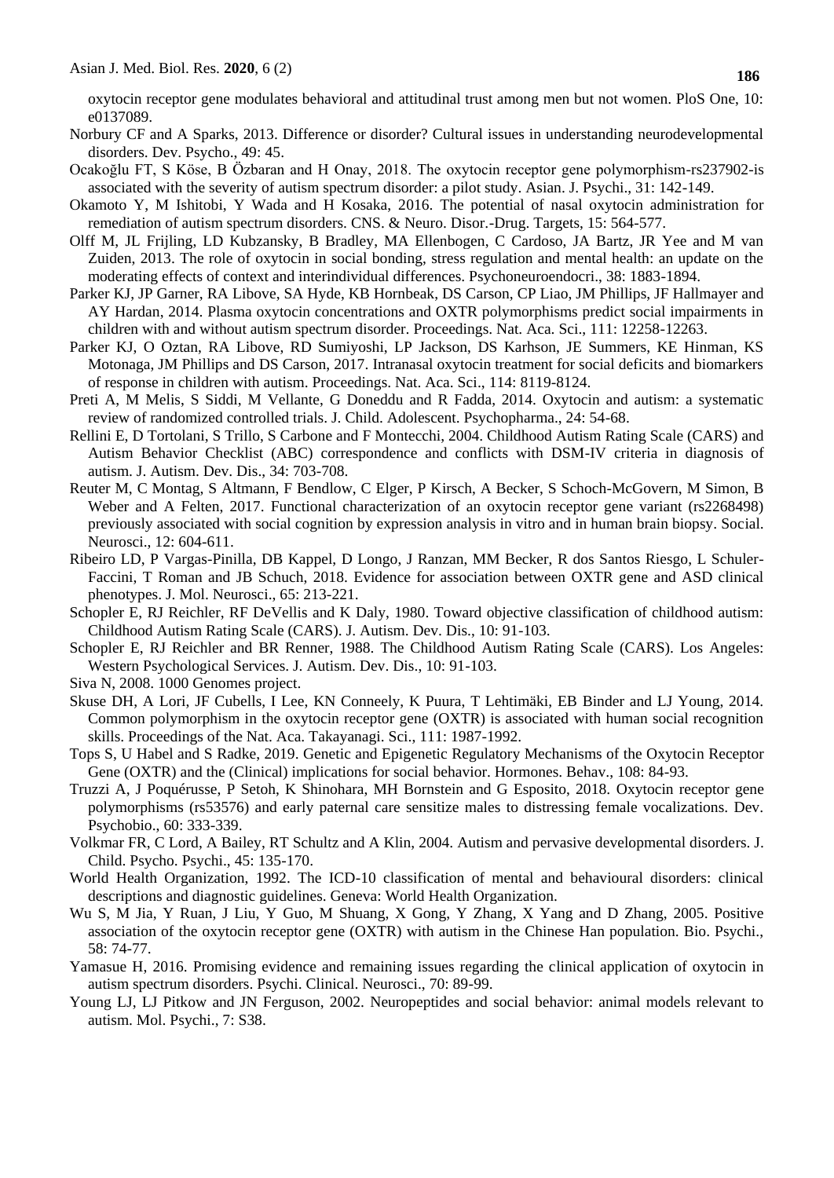oxytocin receptor gene modulates behavioral and attitudinal trust among men but not women. PloS One, 10: e0137089.

Norbury CF and A Sparks, 2013. Difference or disorder? Cultural issues in understanding neurodevelopmental disorders. Dev. Psycho., 49: 45.

Ocakoğlu FT, S Köse, B Özbaran and H Onay, 2018. The oxytocin receptor gene polymorphism-rs237902-is associated with the severity of autism spectrum disorder: a pilot study. Asian. J. Psychi., 31: 142-149.

Okamoto Y, M Ishitobi, Y Wada and H Kosaka, 2016. The potential of nasal oxytocin administration for remediation of autism spectrum disorders. CNS. & Neuro. Disor.-Drug. Targets, 15: 564-577.

Olff M, JL Frijling, LD Kubzansky, B Bradley, MA Ellenbogen, C Cardoso, JA Bartz, JR Yee and M van Zuiden, 2013. The role of oxytocin in social bonding, stress regulation and mental health: an update on the moderating effects of context and interindividual differences. Psychoneuroendocri., 38: 1883-1894.

Parker KJ, JP Garner, RA Libove, SA Hyde, KB Hornbeak, DS Carson, CP Liao, JM Phillips, JF Hallmayer and AY Hardan, 2014. Plasma oxytocin concentrations and OXTR polymorphisms predict social impairments in children with and without autism spectrum disorder. Proceedings. Nat. Aca. Sci., 111: 12258-12263.

Parker KJ, O Oztan, RA Libove, RD Sumiyoshi, LP Jackson, DS Karhson, JE Summers, KE Hinman, KS Motonaga, JM Phillips and DS Carson, 2017. Intranasal oxytocin treatment for social deficits and biomarkers of response in children with autism. Proceedings. Nat. Aca. Sci., 114: 8119-8124.

Preti A, M Melis, S Siddi, M Vellante, G Doneddu and R Fadda, 2014. Oxytocin and autism: a systematic review of randomized controlled trials. J. Child. Adolescent. Psychopharma., 24: 54-68.

Rellini E, D Tortolani, S Trillo, S Carbone and F Montecchi, 2004. Childhood Autism Rating Scale (CARS) and Autism Behavior Checklist (ABC) correspondence and conflicts with DSM-IV criteria in diagnosis of autism. J. Autism. Dev. Dis., 34: 703-708.

Reuter M, C Montag, S Altmann, F Bendlow, C Elger, P Kirsch, A Becker, S Schoch-McGovern, M Simon, B Weber and A Felten, 2017. Functional characterization of an oxytocin receptor gene variant (rs2268498) previously associated with social cognition by expression analysis in vitro and in human brain biopsy. Social. Neurosci., 12: 604-611.

Ribeiro LD, P Vargas-Pinilla, DB Kappel, D Longo, J Ranzan, MM Becker, R dos Santos Riesgo, L Schuler-Faccini, T Roman and JB Schuch, 2018. Evidence for association between OXTR gene and ASD clinical phenotypes. J. Mol. Neurosci., 65: 213-221.

Schopler E, RJ Reichler, RF DeVellis and K Daly, 1980. Toward objective classification of childhood autism: Childhood Autism Rating Scale (CARS). J. Autism. Dev. Dis., 10: 91-103.

Schopler E, RJ Reichler and BR Renner, 1988. The Childhood Autism Rating Scale (CARS). Los Angeles: Western Psychological Services. J. Autism. Dev. Dis., 10: 91-103.

Siva N, 2008. 1000 Genomes project.

Skuse DH, A Lori, JF Cubells, I Lee, KN Conneely, K Puura, T Lehtimäki, EB Binder and LJ Young, 2014. Common polymorphism in the oxytocin receptor gene (OXTR) is associated with human social recognition skills. Proceedings of the Nat. Aca. Takayanagi. Sci., 111: 1987-1992.

Tops S, U Habel and S Radke, 2019. Genetic and Epigenetic Regulatory Mechanisms of the Oxytocin Receptor Gene (OXTR) and the (Clinical) implications for social behavior. Hormones. Behav., 108: 84-93.

Truzzi A, J Poquérusse, P Setoh, K Shinohara, MH Bornstein and G Esposito, 2018. Oxytocin receptor gene polymorphisms (rs53576) and early paternal care sensitize males to distressing female vocalizations. Dev. Psychobio., 60: 333-339.

Volkmar FR, C Lord, A Bailey, RT Schultz and A Klin, 2004. Autism and pervasive developmental disorders. J. Child. Psycho. Psychi., 45: 135-170.

World Health Organization, 1992. The ICD-10 classification of mental and behavioural disorders: clinical descriptions and diagnostic guidelines. Geneva: World Health Organization.

Wu S, M Jia, Y Ruan, J Liu, Y Guo, M Shuang, X Gong, Y Zhang, X Yang and D Zhang, 2005. Positive association of the oxytocin receptor gene (OXTR) with autism in the Chinese Han population. Bio. Psychi., 58: 74-77.

Yamasue H, 2016. Promising evidence and remaining issues regarding the clinical application of oxytocin in autism spectrum disorders. Psychi. Clinical. Neurosci., 70: 89-99.

Young LJ, LJ Pitkow and JN Ferguson, 2002. Neuropeptides and social behavior: animal models relevant to autism. Mol. Psychi., 7: S38.